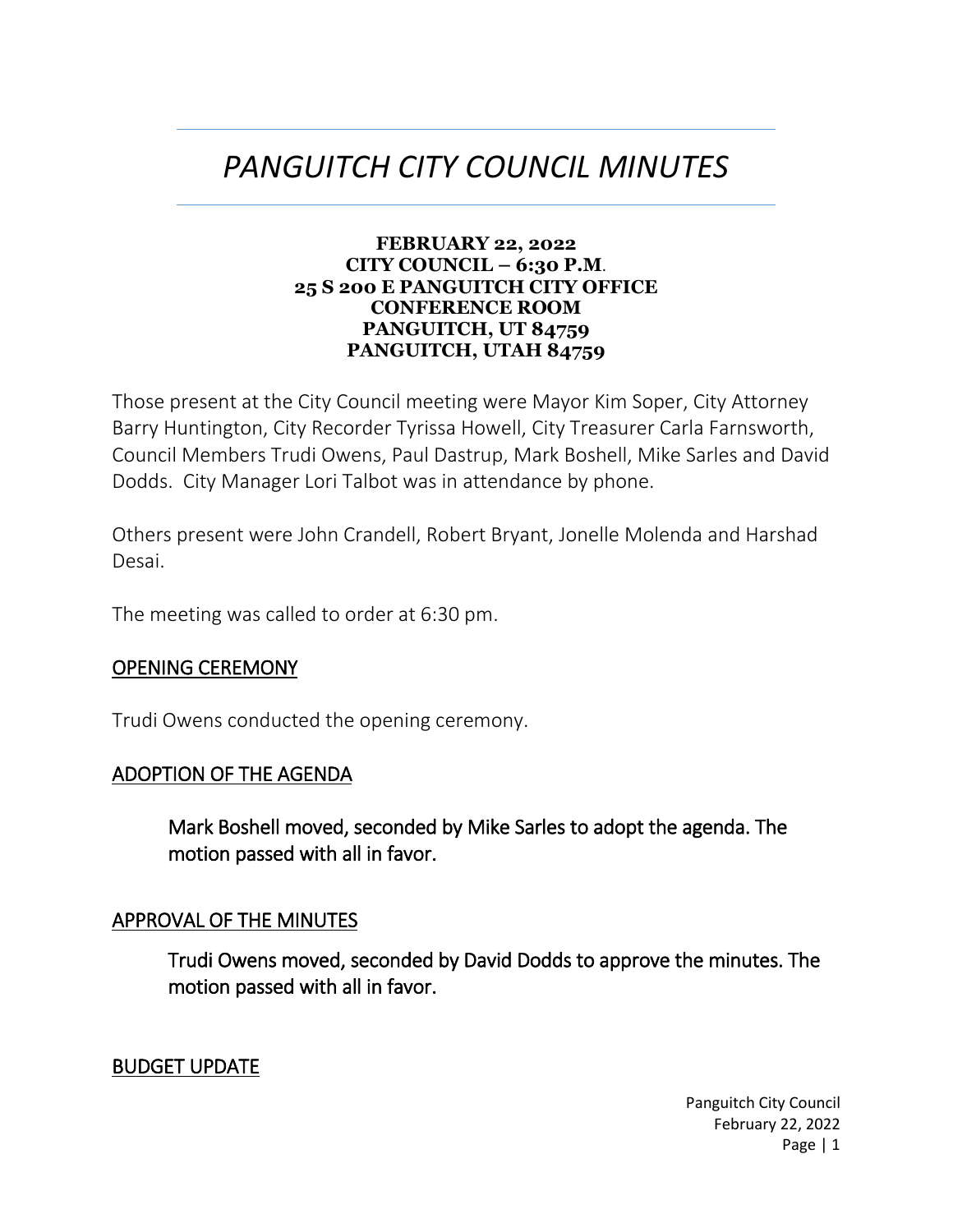# *PANGUITCH CITY COUNCIL MINUTES*

**FEBRUARY 22, 2022**
**CITY COUNCIL – 6:30 P.M.**
**25 S 200 E PANGUITCH CITY OFFICE**
**CONFERENCE ROOM**
**PANGUITCH, UT 84759**
**PANGUITCH, UTAH 84759**

Those present at the City Council meeting were Mayor Kim Soper, City Attorney Barry Huntington, City Recorder Tyrissa Howell, City Treasurer Carla Farnsworth, Council Members Trudi Owens, Paul Dastrup, Mark Boshell, Mike Sarles and David Dodds. City Manager Lori Talbot was in attendance by phone.

Others present were John Crandell, Robert Bryant, Jonelle Molenda and Harshad Desai.

The meeting was called to order at 6:30 pm.

## OPENING CEREMONY

Trudi Owens conducted the opening ceremony.

## ADOPTION OF THE AGENDA

> Mark Boshell moved, seconded by Mike Sarles to adopt the agenda. The motion passed with all in favor.

## APPROVAL OF THE MINUTES

> Trudi Owens moved, seconded by David Dodds to approve the minutes. The motion passed with all in favor.

## BUDGET UPDATE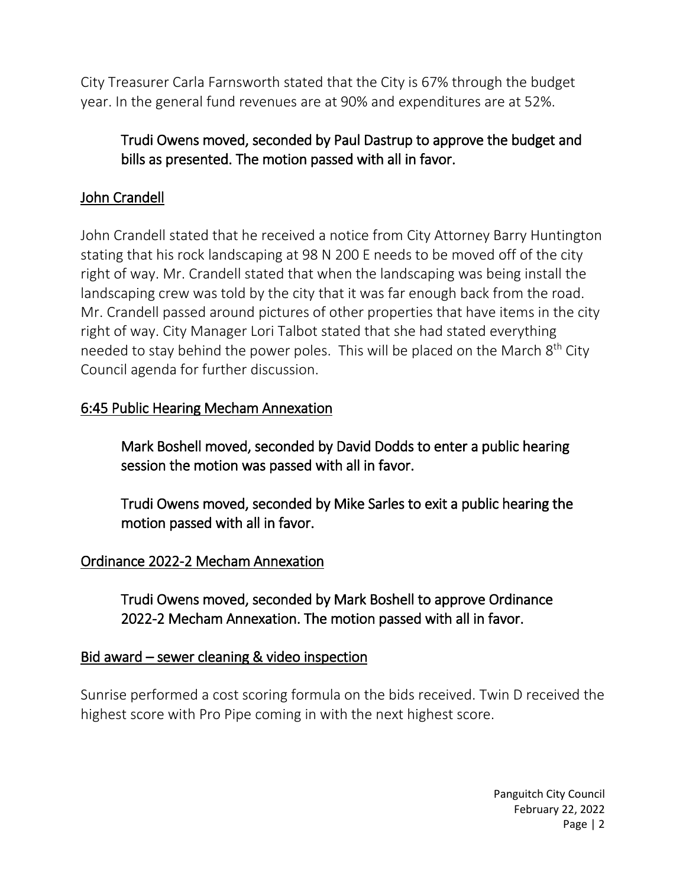City Treasurer Carla Farnsworth stated that the City is 67% through the budget year. In the general fund revenues are at 90% and expenditures are at 52%.

> Trudi Owens moved, seconded by Paul Dastrup to approve the budget and bills as presented. The motion passed with all in favor.

## John Crandell

John Crandell stated that he received a notice from City Attorney Barry Huntington stating that his rock landscaping at 98 N 200 E needs to be moved off of the city right of way. Mr. Crandell stated that when the landscaping was being install the landscaping crew was told by the city that it was far enough back from the road. Mr. Crandell passed around pictures of other properties that have items in the city right of way. City Manager Lori Talbot stated that she had stated everything needed to stay behind the power poles. This will be placed on the March 8th City Council agenda for further discussion.

## 6:45 Public Hearing Mecham Annexation

> Mark Boshell moved, seconded by David Dodds to enter a public hearing session the motion was passed with all in favor.

> Trudi Owens moved, seconded by Mike Sarles to exit a public hearing the motion passed with all in favor.

## Ordinance 2022-2 Mecham Annexation

> Trudi Owens moved, seconded by Mark Boshell to approve Ordinance 2022-2 Mecham Annexation. The motion passed with all in favor.

## Bid award – sewer cleaning & video inspection

Sunrise performed a cost scoring formula on the bids received. Twin D received the highest score with Pro Pipe coming in with the next highest score.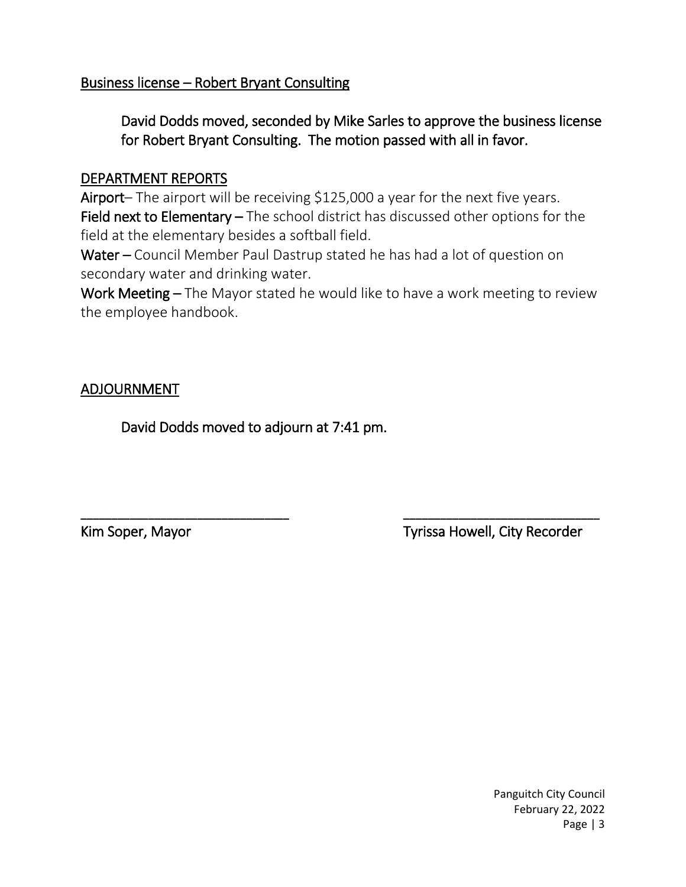<u>Business license – Robert Bryant Consulting</u>

David Dodds moved, seconded by Mike Sarles to approve the business license for Robert Bryant Consulting. The motion passed with all in favor.

<u>DEPARTMENT REPORTS</u>

**Airport**– The airport will be receiving $125,000 a year for the next five years.
**Field next to Elementary –** The school district has discussed other options for the field at the elementary besides a softball field.
**Water –** Council Member Paul Dastrup stated he has had a lot of question on secondary water and drinking water.
**Work Meeting –** The Mayor stated he would like to have a work meeting to review the employee handbook.

<u>ADJOURNMENT</u>

David Dodds moved to adjourn at 7:41 pm.

_____________________________ _____________________________
Kim Soper, Mayor Tyrissa Howell, City Recorder